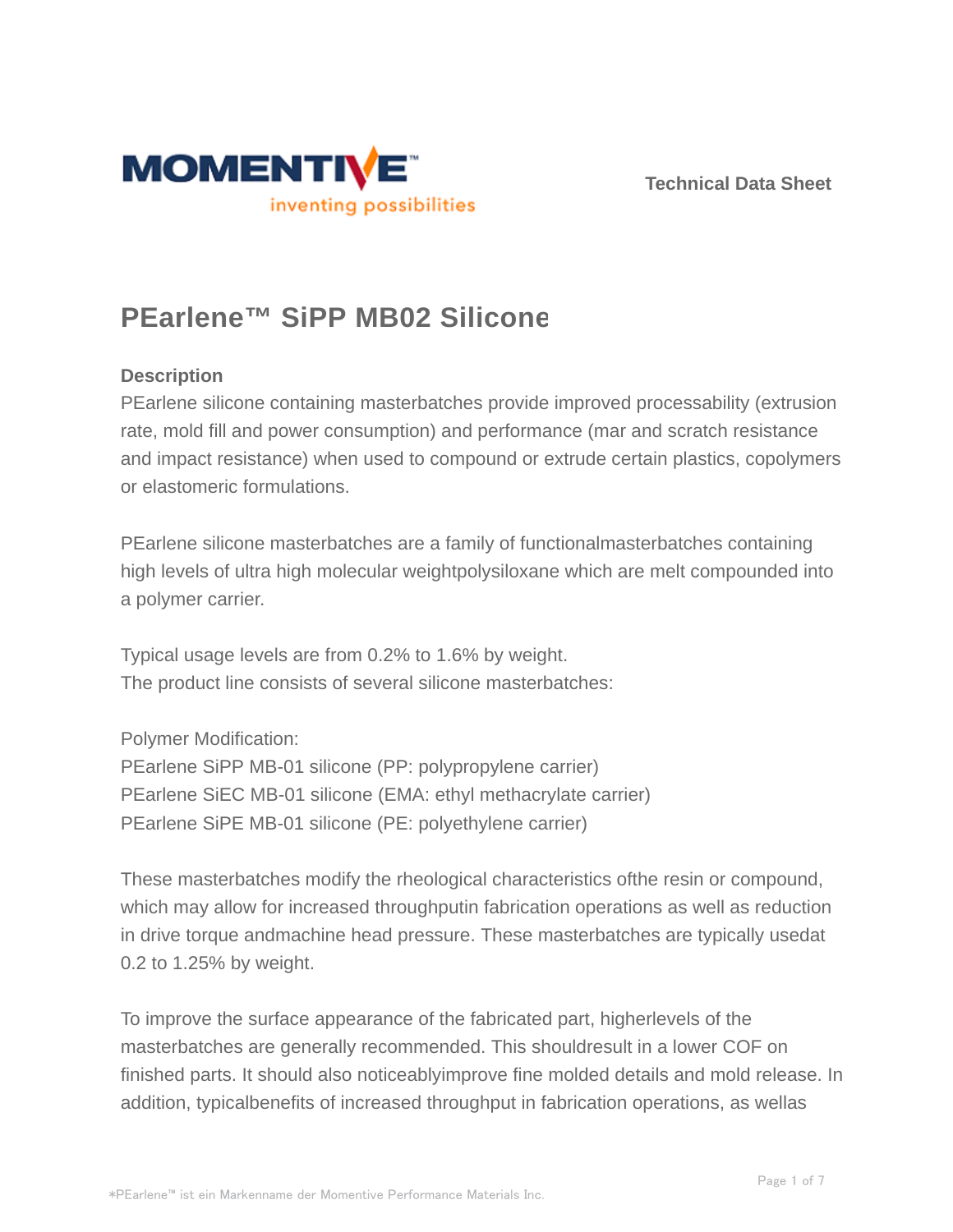Technical Data Sheet

# PEarlene™ SiPP MB02 Silicone

## Description

PEarlene silicone containing masterbatches provide improved processability (extrusion rate, mold fill and power consumption) and performance (mar and scratch resistance and impact resistance) when used to compound or extrude certain plastics, copolymers or elastomeric formulations.

PEarlene silicone masterbatches are a family of functionalmasterbatches containing high levels of ultra high molecular weightpolysiloxane which are melt compounded into a polymer carrier.

Typical usage levels are from 0.2% to 1.6% by weight.
The product line consists of several silicone masterbatches:

Polymer Modification:
PEarlene SiPP MB-01 silicone (PP: polypropylene carrier)
PEarlene SiEC MB-01 silicone (EMA: ethyl methacrylate carrier)
PEarlene SiPE MB-01 silicone (PE: polyethylene carrier)

These masterbatches modify the rheological characteristics ofthe resin or compound, which may allow for increased throughputin fabrication operations as well as reduction in drive torque andmachine head pressure. These masterbatches are typically usedat 0.2 to 1.25% by weight.

To improve the surface appearance of the fabricated part, higherlevels of the masterbatches are generally recommended. This shouldresult in a lower COF on finished parts. It should also noticeablyimprove fine molded details and mold release. In addition, typicalbenefits of increased throughput in fabrication operations, as wellas

*PEarlene™ ist ein Markenname der Momentive Performance Materials Inc.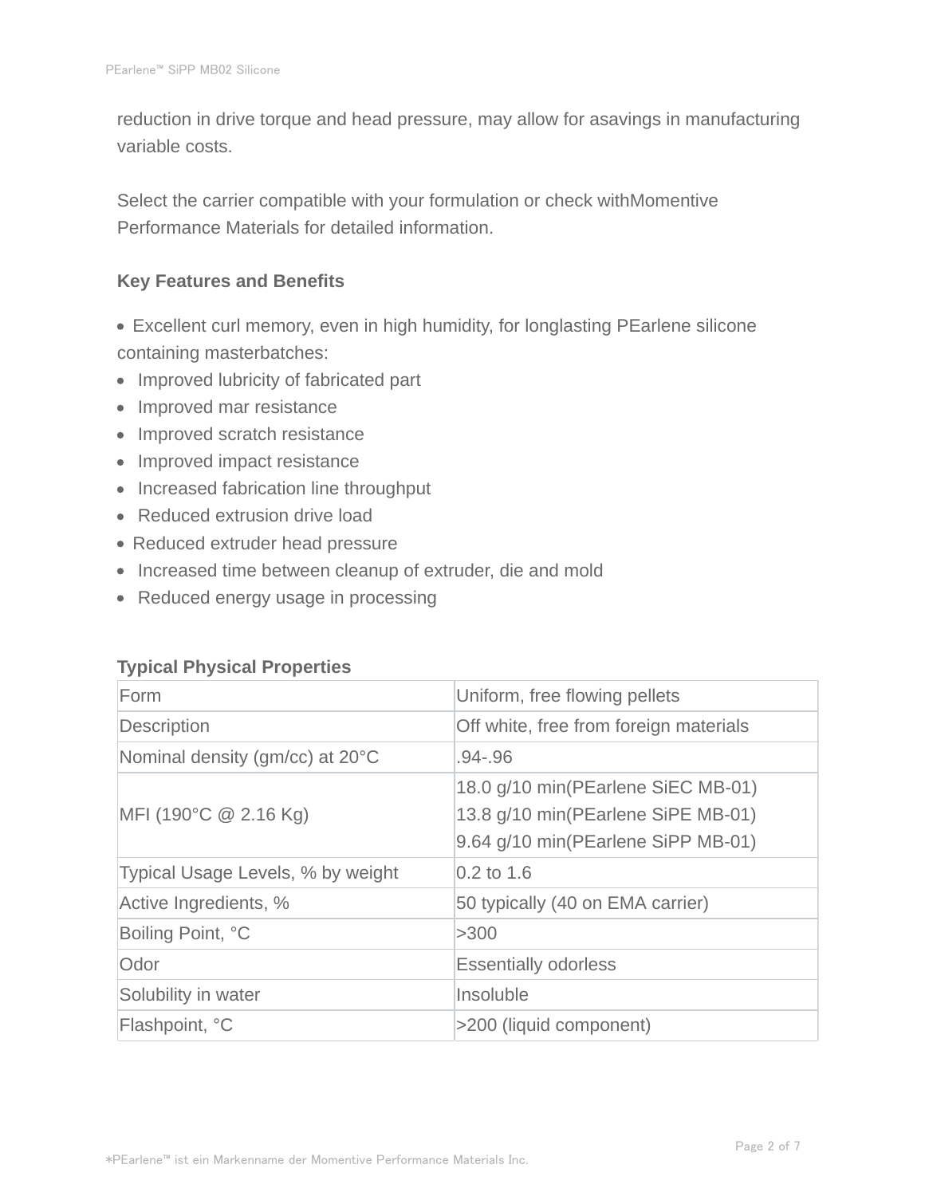reduction in drive torque and head pressure, may allow for asavings in manufacturing variable costs.

Select the carrier compatible with your formulation or check withMomentive Performance Materials for detailed information.

**Key Features and Benefits**

- Excellent curl memory, even in high humidity, for longlasting PEarlene silicone containing masterbatches:
- Improved lubricity of fabricated part
- Improved mar resistance
- Improved scratch resistance
- Improved impact resistance
- Increased fabrication line throughput
- Reduced extrusion drive load
- Reduced extruder head pressure
- Increased time between cleanup of extruder, die and mold
- Reduced energy usage in processing

**Typical Physical Properties**

| Form | Uniform, free flowing pellets |
| --- | --- |
| Description | Off white, free from foreign materials |
| Nominal density (gm/cc) at 20°C | .94-.96 |
| MFI (190°C @ 2.16 Kg) | 18.0 g/10 min(PEarlene SiEC MB-01)<br>13.8 g/10 min(PEarlene SiPE MB-01)<br>9.64 g/10 min(PEarlene SiPP MB-01) |
| Typical Usage Levels, % by weight | 0.2 to 1.6 |
| Active Ingredients, % | 50 typically (40 on EMA carrier) |
| Boiling Point, °C | >300 |
| Odor | Essentially odorless |
| Solubility in water | Insoluble |
| Flashpoint, °C | >200 (liquid component) |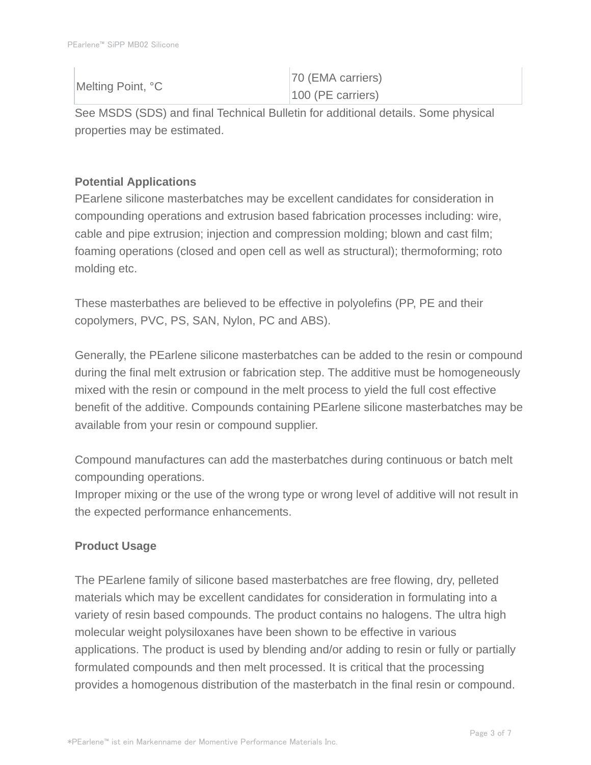| Melting Point, °C | 70 (EMA carriers)<br>100 (PE carriers) |
|---|---|

See MSDS (SDS) and final Technical Bulletin for additional details. Some physical properties may be estimated.

**Potential Applications**

PEarlene silicone masterbatches may be excellent candidates for consideration in compounding operations and extrusion based fabrication processes including: wire, cable and pipe extrusion; injection and compression molding; blown and cast film; foaming operations (closed and open cell as well as structural); thermoforming; roto molding etc.

These masterbathes are believed to be effective in polyolefins (PP, PE and their copolymers, PVC, PS, SAN, Nylon, PC and ABS).

Generally, the PEarlene silicone masterbatches can be added to the resin or compound during the final melt extrusion or fabrication step. The additive must be homogeneously mixed with the resin or compound in the melt process to yield the full cost effective benefit of the additive. Compounds containing PEarlene silicone masterbatches may be available from your resin or compound supplier.

Compound manufactures can add the masterbatches during continuous or batch melt compounding operations.
Improper mixing or the use of the wrong type or wrong level of additive will not result in the expected performance enhancements.

**Product Usage**

The PEarlene family of silicone based masterbatches are free flowing, dry, pelleted materials which may be excellent candidates for consideration in formulating into a variety of resin based compounds. The product contains no halogens. The ultra high molecular weight polysiloxanes have been shown to be effective in various applications. The product is used by blending and/or adding to resin or fully or partially formulated compounds and then melt processed. It is critical that the processing provides a homogenous distribution of the masterbatch in the final resin or compound.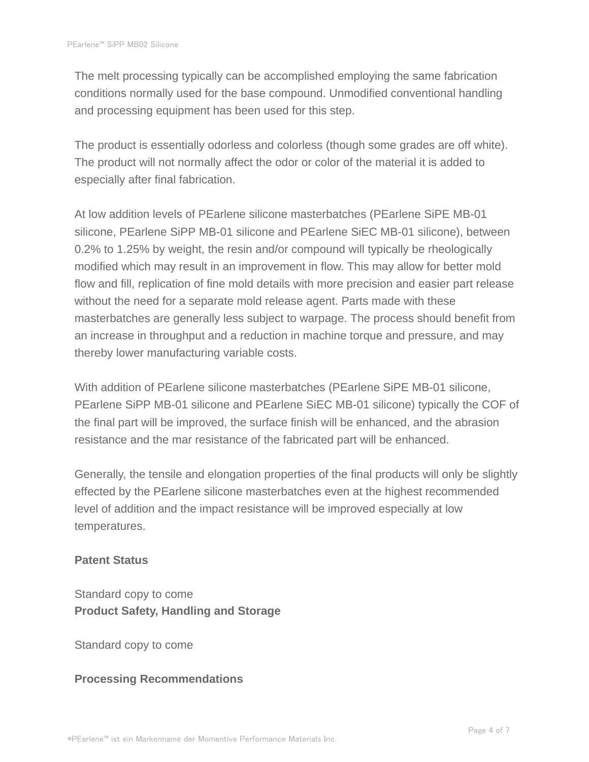The melt processing typically can be accomplished employing the same fabrication conditions normally used for the base compound. Unmodified conventional handling and processing equipment has been used for this step.

The product is essentially odorless and colorless (though some grades are off white). The product will not normally affect the odor or color of the material it is added to especially after final fabrication.

At low addition levels of PEarlene silicone masterbatches (PEarlene SiPE MB-01 silicone, PEarlene SiPP MB-01 silicone and PEarlene SiEC MB-01 silicone), between 0.2% to 1.25% by weight, the resin and/or compound will typically be rheologically modified which may result in an improvement in flow. This may allow for better mold flow and fill, replication of fine mold details with more precision and easier part release without the need for a separate mold release agent. Parts made with these masterbatches are generally less subject to warpage. The process should benefit from an increase in throughput and a reduction in machine torque and pressure, and may thereby lower manufacturing variable costs.

With addition of PEarlene silicone masterbatches (PEarlene SiPE MB-01 silicone, PEarlene SiPP MB-01 silicone and PEarlene SiEC MB-01 silicone) typically the COF of the final part will be improved, the surface finish will be enhanced, and the abrasion resistance and the mar resistance of the fabricated part will be enhanced.

Generally, the tensile and elongation properties of the final products will only be slightly effected by the PEarlene silicone masterbatches even at the highest recommended level of addition and the impact resistance will be improved especially at low temperatures.

**Patent Status**

Standard copy to come

**Product Safety, Handling and Storage**

Standard copy to come

**Processing Recommendations**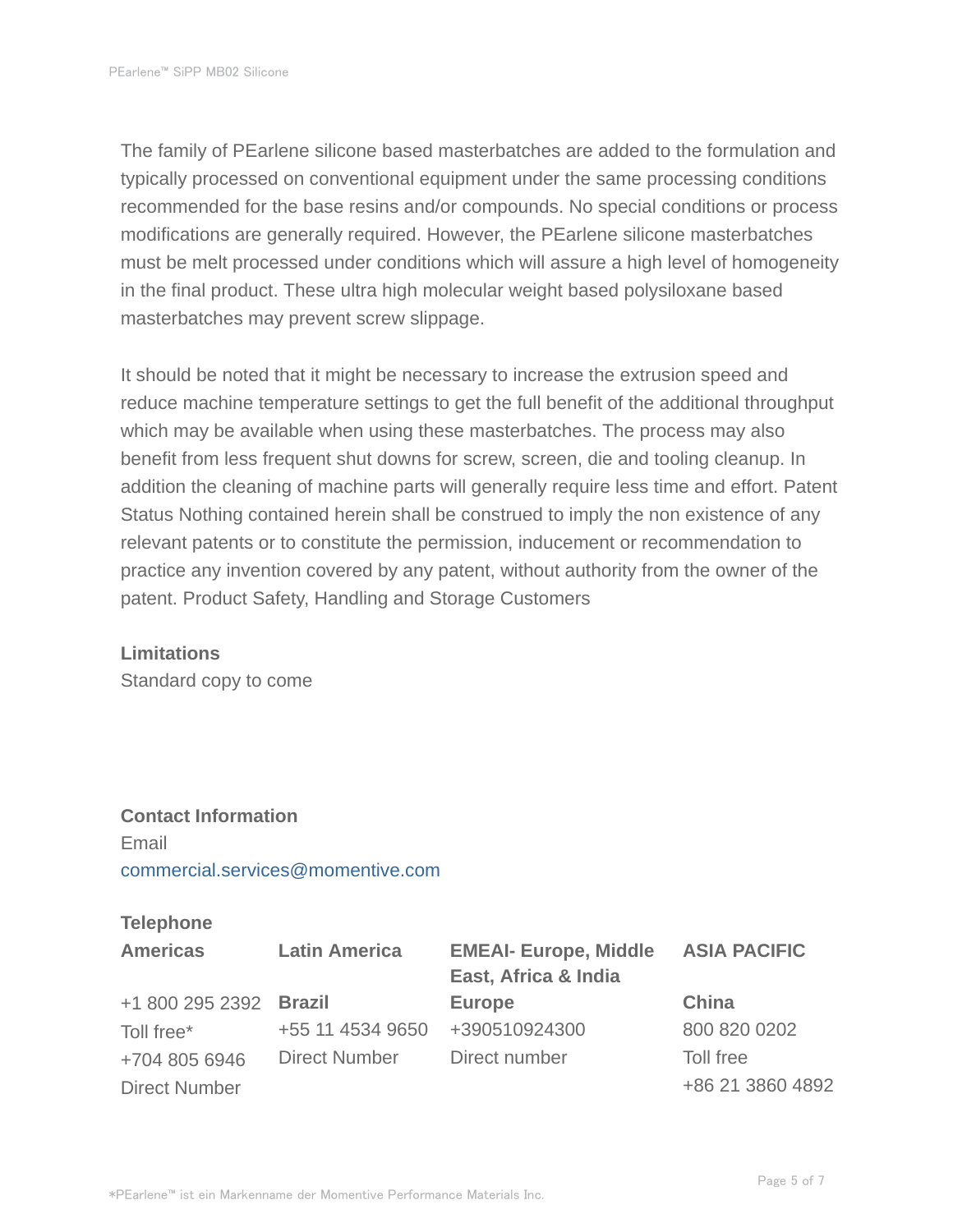The family of PEarlene silicone based masterbatches are added to the formulation and typically processed on conventional equipment under the same processing conditions recommended for the base resins and/or compounds. No special conditions or process modifications are generally required. However, the PEarlene silicone masterbatches must be melt processed under conditions which will assure a high level of homogeneity in the final product. These ultra high molecular weight based polysiloxane based masterbatches may prevent screw slippage.

It should be noted that it might be necessary to increase the extrusion speed and reduce machine temperature settings to get the full benefit of the additional throughput which may be available when using these masterbatches. The process may also benefit from less frequent shut downs for screw, screen, die and tooling cleanup. In addition the cleaning of machine parts will generally require less time and effort. Patent Status Nothing contained herein shall be construed to imply the non existence of any relevant patents or to constitute the permission, inducement or recommendation to practice any invention covered by any patent, without authority from the owner of the patent. Product Safety, Handling and Storage Customers

### Limitations

Standard copy to come

### Contact Information

Email

commercial.services@momentive.com

### Telephone

| Americas | Latin America | EMEAI- Europe, Middle East, Africa & India | ASIA PACIFIC |
|---|---|---|---|
| +1 800 295 2392 | **Brazil** | **Europe** | **China** |
| Toll free* | +55 11 4534 9650 | +390510924300 | 800 820 0202 |
| +704 805 6946 | Direct Number | Direct number | Toll free |
| Direct Number | | | +86 21 3860 4892 |

*PEarlene™ ist ein Markenname der Momentive Performance Materials Inc.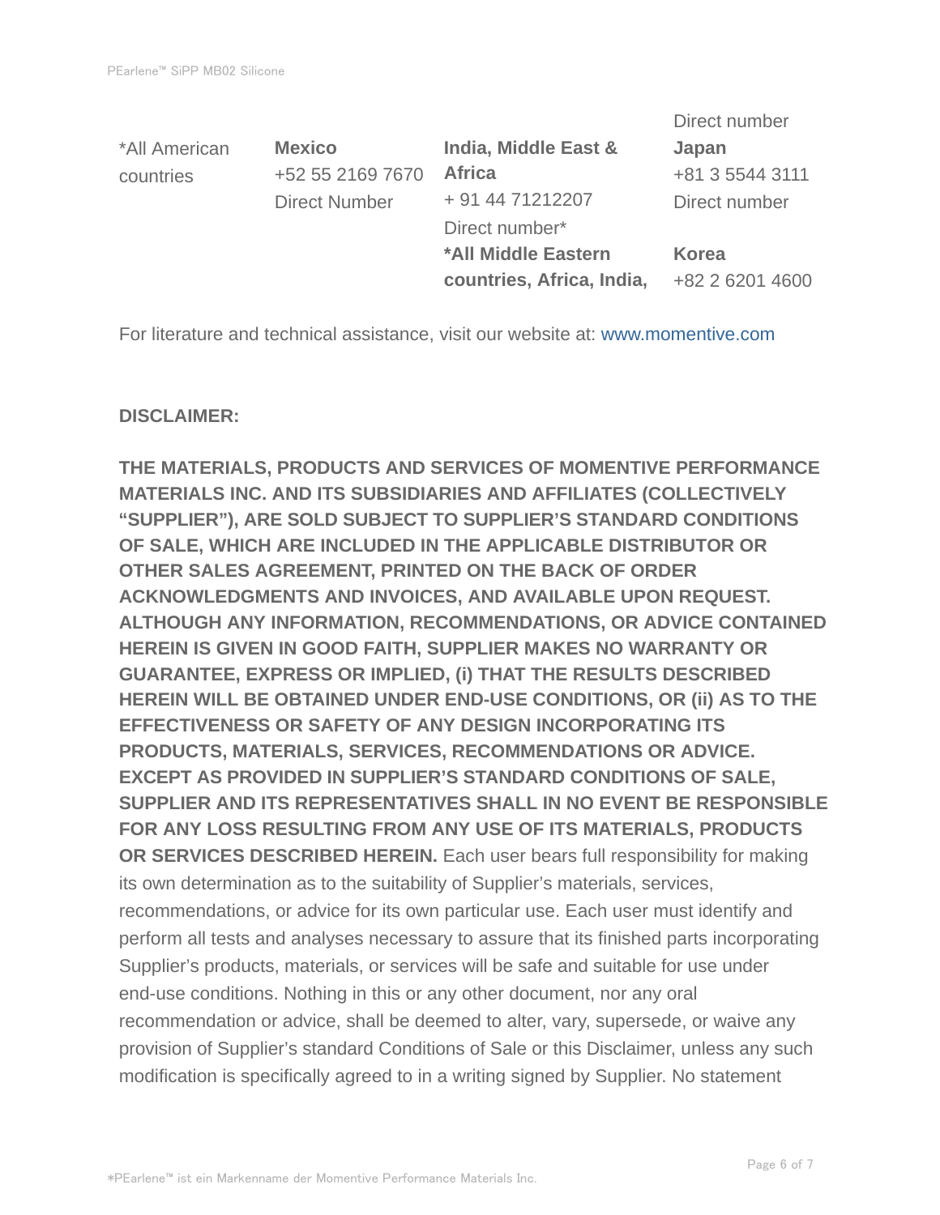| *All American countries | **Mexico**<br>+52 55 2169 7670<br>Direct Number | **India, Middle East & Africa**<br>+ 91 44 71212207<br>Direct number*<br>***All Middle Eastern countries, Africa, India,** | Direct number<br>**Japan**<br>+81 3 5544 3111<br>Direct number<br><br>**Korea**<br>+82 2 6201 4600 |
|---|---|---|---|

For literature and technical assistance, visit our website at: www.momentive.com

**DISCLAIMER:**

**THE MATERIALS, PRODUCTS AND SERVICES OF MOMENTIVE PERFORMANCE MATERIALS INC. AND ITS SUBSIDIARIES AND AFFILIATES (COLLECTIVELY "SUPPLIER"), ARE SOLD SUBJECT TO SUPPLIER'S STANDARD CONDITIONS OF SALE, WHICH ARE INCLUDED IN THE APPLICABLE DISTRIBUTOR OR OTHER SALES AGREEMENT, PRINTED ON THE BACK OF ORDER ACKNOWLEDGMENTS AND INVOICES, AND AVAILABLE UPON REQUEST. ALTHOUGH ANY INFORMATION, RECOMMENDATIONS, OR ADVICE CONTAINED HEREIN IS GIVEN IN GOOD FAITH, SUPPLIER MAKES NO WARRANTY OR GUARANTEE, EXPRESS OR IMPLIED, (i) THAT THE RESULTS DESCRIBED HEREIN WILL BE OBTAINED UNDER END-USE CONDITIONS, OR (ii) AS TO THE EFFECTIVENESS OR SAFETY OF ANY DESIGN INCORPORATING ITS PRODUCTS, MATERIALS, SERVICES, RECOMMENDATIONS OR ADVICE. EXCEPT AS PROVIDED IN SUPPLIER'S STANDARD CONDITIONS OF SALE, SUPPLIER AND ITS REPRESENTATIVES SHALL IN NO EVENT BE RESPONSIBLE FOR ANY LOSS RESULTING FROM ANY USE OF ITS MATERIALS, PRODUCTS OR SERVICES DESCRIBED HEREIN.** Each user bears full responsibility for making its own determination as to the suitability of Supplier's materials, services, recommendations, or advice for its own particular use. Each user must identify and perform all tests and analyses necessary to assure that its finished parts incorporating Supplier's products, materials, or services will be safe and suitable for use under end-use conditions. Nothing in this or any other document, nor any oral recommendation or advice, shall be deemed to alter, vary, supersede, or waive any provision of Supplier's standard Conditions of Sale or this Disclaimer, unless any such modification is specifically agreed to in a writing signed by Supplier. No statement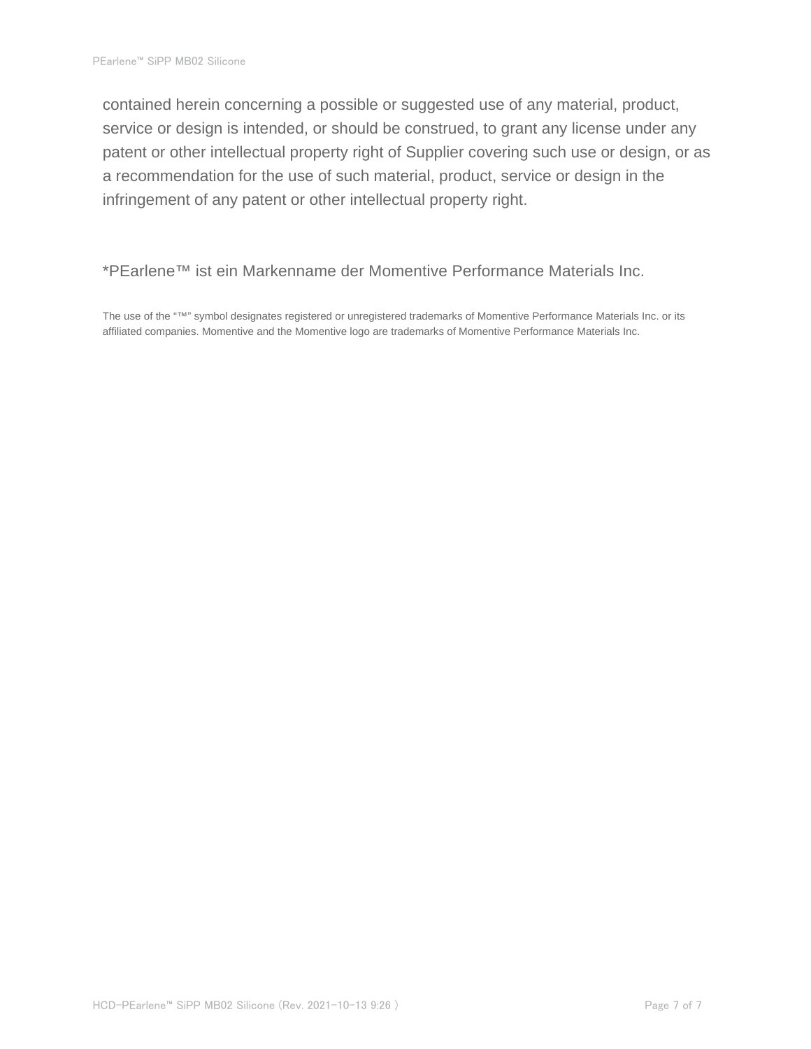contained herein concerning a possible or suggested use of any material, product, service or design is intended, or should be construed, to grant any license under any patent or other intellectual property right of Supplier covering such use or design, or as a recommendation for the use of such material, product, service or design in the infringement of any patent or other intellectual property right.

*PEarlene™ ist ein Markenname der Momentive Performance Materials Inc.

The use of the "™" symbol designates registered or unregistered trademarks of Momentive Performance Materials Inc. or its affiliated companies. Momentive and the Momentive logo are trademarks of Momentive Performance Materials Inc.